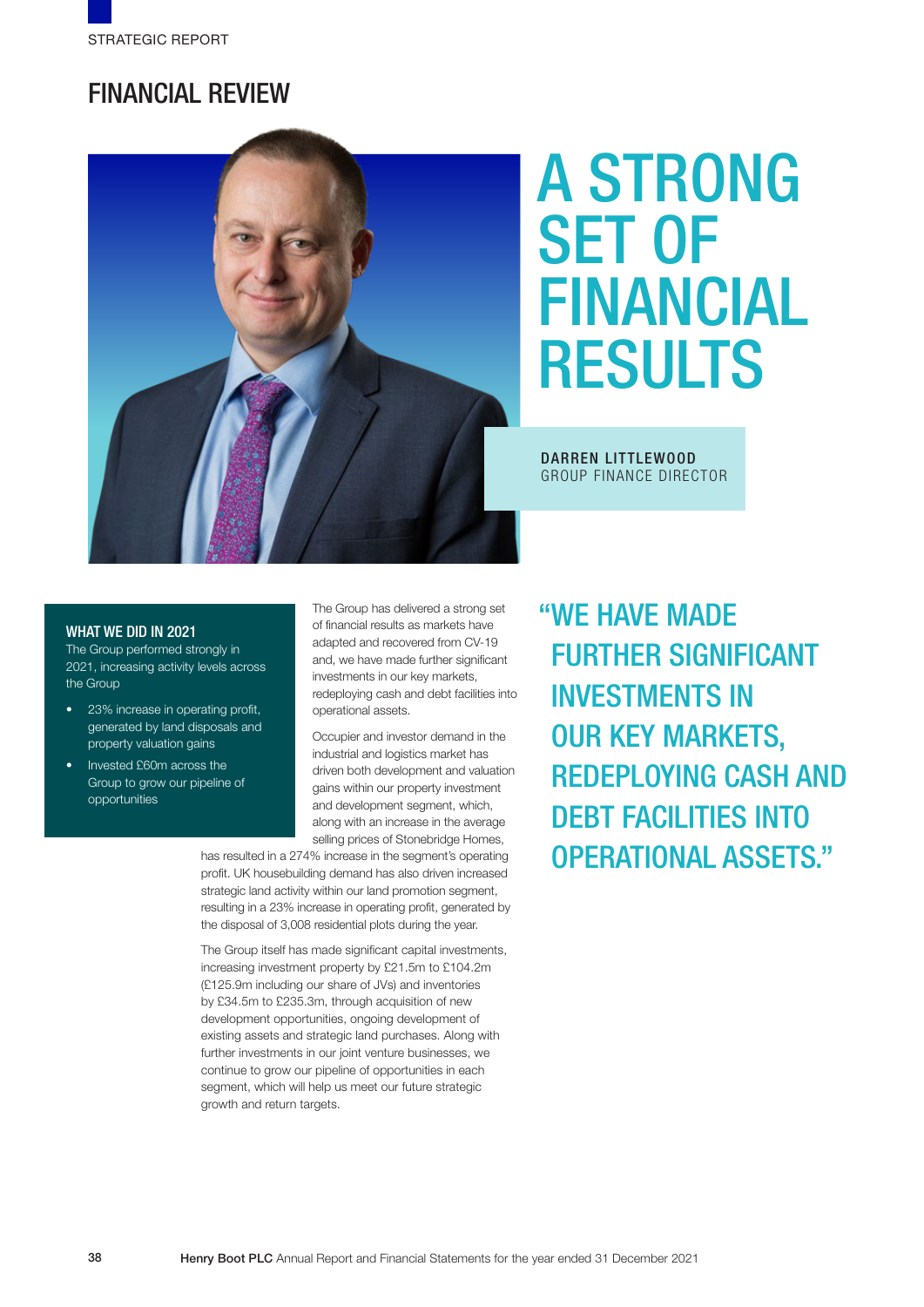STRATEGIC REPORT

# FINANCIAL REVIEW

# A STRONG SET OF FINANCIAL RESULTS

**DARREN LITTLEWOOD**
GROUP FINANCE DIRECTOR

### WHAT WE DID IN 2021

The Group performed strongly in 2021, increasing activity levels across the Group

- 23% increase in operating profit, generated by land disposals and property valuation gains
- Invested £60m across the Group to grow our pipeline of opportunities

The Group has delivered a strong set of financial results as markets have adapted and recovered from CV-19 and, we have made further significant investments in our key markets, redeploying cash and debt facilities into operational assets.

Occupier and investor demand in the industrial and logistics market has driven both development and valuation gains within our property investment and development segment, which, along with an increase in the average selling prices of Stonebridge Homes, has resulted in a 274% increase in the segment's operating profit. UK housebuilding demand has also driven increased strategic land activity within our land promotion segment, resulting in a 23% increase in operating profit, generated by the disposal of 3,008 residential plots during the year.

The Group itself has made significant capital investments, increasing investment property by £21.5m to £104.2m (£125.9m including our share of JVs) and inventories by £34.5m to £235.3m, through acquisition of new development opportunities, ongoing development of existing assets and strategic land purchases. Along with further investments in our joint venture businesses, we continue to grow our pipeline of opportunities in each segment, which will help us meet our future strategic growth and return targets.

> "WE HAVE MADE FURTHER SIGNIFICANT INVESTMENTS IN OUR KEY MARKETS, REDEPLOYING CASH AND DEBT FACILITIES INTO OPERATIONAL ASSETS."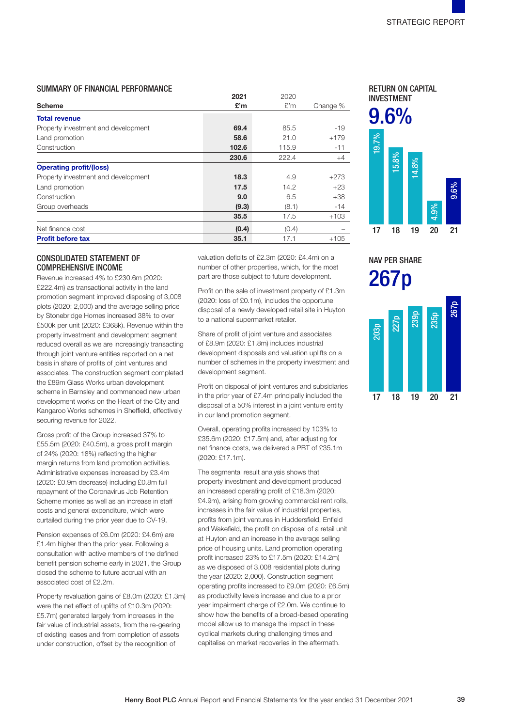## SUMMARY OF FINANCIAL PERFORMANCE

| Scheme | 2021 £'m | 2020 £'m | Change % |
|---|---|---|---|
| **Total revenue** | | | |
| Property investment and development | **69.4** | 85.5 | -19 |
| Land promotion | **58.6** | 21.0 | +179 |
| Construction | **102.6** | 115.9 | -11 |
| | **230.6** | 222.4 | +4 |
| **Operating profit/(loss)** | | | |
| Property investment and development | **18.3** | 4.9 | +273 |
| Land promotion | **17.5** | 14.2 | +23 |
| Construction | **9.0** | 6.5 | +38 |
| Group overheads | **(9.3)** | (8.1) | -14 |
| | **35.5** | 17.5 | +103 |
| Net finance cost | **(0.4)** | (0.4) | – |
| **Profit before tax** | **35.1** | 17.1 | +105 |

## RETURN ON CAPITAL INVESTMENT

**9.6%**

| Year | 17 | 18 | 19 | 20 | 21 |
|---|---|---|---|---|---|
| Return on capital investment | 19.7% | 15.8% | 14.8% | 4.9% | 9.6% |

## NAV PER SHARE

**267p**

| Year | 17 | 18 | 19 | 20 | 21 |
|---|---|---|---|---|---|
| NAV per share | 203p | 227p | 239p | 235p | 267p |

## CONSOLIDATED STATEMENT OF COMPREHENSIVE INCOME

Revenue increased 4% to £230.6m (2020: £222.4m) as transactional activity in the land promotion segment improved disposing of 3,008 plots (2020: 2,000) and the average selling price by Stonebridge Homes increased 38% to over £500k per unit (2020: £368k). Revenue within the property investment and development segment reduced overall as we are increasingly transacting through joint venture entities reported on a net basis in share of profits of joint ventures and associates. The construction segment completed the £89m Glass Works urban development scheme in Barnsley and commenced new urban development works on the Heart of the City and Kangaroo Works schemes in Sheffield, effectively securing revenue for 2022.

Gross profit of the Group increased 37% to £55.5m (2020: £40.5m), a gross profit margin of 24% (2020: 18%) reflecting the higher margin returns from land promotion activities. Administrative expenses increased by £3.4m (2020: £0.9m decrease) including £0.8m full repayment of the Coronavirus Job Retention Scheme monies as well as an increase in staff costs and general expenditure, which were curtailed during the prior year due to CV-19.

Pension expenses of £6.0m (2020: £4.6m) are £1.4m higher than the prior year. Following a consultation with active members of the defined benefit pension scheme early in 2021, the Group closed the scheme to future accrual with an associated cost of £2.2m.

Property revaluation gains of £8.0m (2020: £1.3m) were the net effect of uplifts of £10.3m (2020: £5.7m) generated largely from increases in the fair value of industrial assets, from the re-gearing of existing leases and from completion of assets under construction, offset by the recognition of valuation deficits of £2.3m (2020: £4.4m) on a number of other properties, which, for the most part are those subject to future development.

Profit on the sale of investment property of £1.3m (2020: loss of £0.1m), includes the opportune disposal of a newly developed retail site in Huyton to a national supermarket retailer.

Share of profit of joint venture and associates of £8.9m (2020: £1.8m) includes industrial development disposals and valuation uplifts on a number of schemes in the property investment and development segment.

Profit on disposal of joint ventures and subsidiaries in the prior year of £7.4m principally included the disposal of a 50% interest in a joint venture entity in our land promotion segment.

Overall, operating profits increased by 103% to £35.6m (2020: £17.5m) and, after adjusting for net finance costs, we delivered a PBT of £35.1m (2020: £17.1m).

The segmental result analysis shows that property investment and development produced an increased operating profit of £18.3m (2020: £4.9m), arising from growing commercial rent rolls, increases in the fair value of industrial properties, profits from joint ventures in Huddersfield, Enfield and Wakefield, the profit on disposal of a retail unit at Huyton and an increase in the average selling price of housing units. Land promotion operating profit increased 23% to £17.5m (2020: £14.2m) as we disposed of 3,008 residential plots during the year (2020: 2,000). Construction segment operating profits increased to £9.0m (2020: £6.5m) as productivity levels increase and due to a prior year impairment charge of £2.0m. We continue to show how the benefits of a broad-based operating model allow us to manage the impact in these cyclical markets during challenging times and capitalise on market recoveries in the aftermath.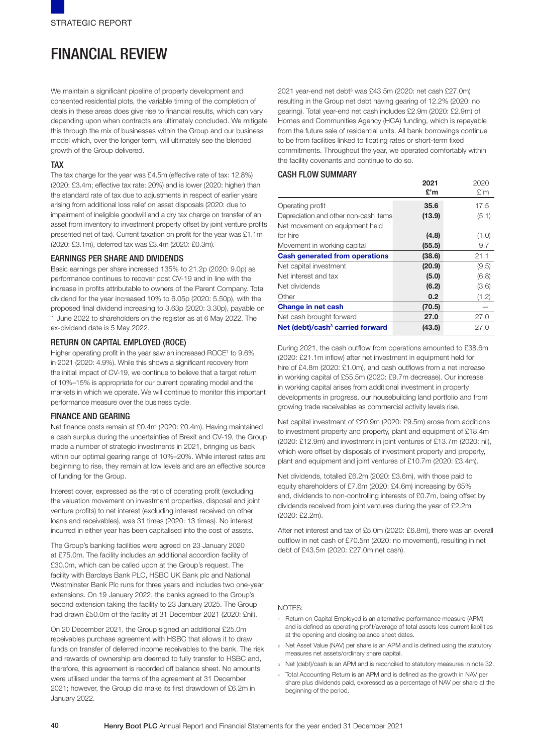STRATEGIC REPORT

# FINANCIAL REVIEW

We maintain a significant pipeline of property development and consented residential plots, the variable timing of the completion of deals in these areas does give rise to financial results, which can vary depending upon when contracts are ultimately concluded. We mitigate this through the mix of businesses within the Group and our business model which, over the longer term, will ultimately see the blended growth of the Group delivered.

## TAX

The tax charge for the year was £4.5m (effective rate of tax: 12.8%) (2020: £3.4m; effective tax rate: 20%) and is lower (2020: higher) than the standard rate of tax due to adjustments in respect of earlier years arising from additional loss relief on asset disposals (2020: due to impairment of ineligible goodwill and a dry tax charge on transfer of an asset from inventory to investment property offset by joint venture profits presented net of tax). Current taxation on profit for the year was £1.1m (2020: £3.1m), deferred tax was £3.4m (2020: £0.3m).

## EARNINGS PER SHARE AND DIVIDENDS

Basic earnings per share increased 135% to 21.2p (2020: 9.0p) as performance continues to recover post CV-19 and in line with the increase in profits attributable to owners of the Parent Company. Total dividend for the year increased 10% to 6.05p (2020: 5.50p), with the proposed final dividend increasing to 3.63p (2020: 3.30p), payable on 1 June 2022 to shareholders on the register as at 6 May 2022. The ex-dividend date is 5 May 2022.

## RETURN ON CAPITAL EMPLOYED (ROCE)

Higher operating profit in the year saw an increased ROCE[1] to 9.6% in 2021 (2020: 4.9%). While this shows a significant recovery from the initial impact of CV-19, we continue to believe that a target return of 10%–15% is appropriate for our current operating model and the markets in which we operate. We will continue to monitor this important performance measure over the business cycle.

## FINANCE AND GEARING

Net finance costs remain at £0.4m (2020: £0.4m). Having maintained a cash surplus during the uncertainties of Brexit and CV-19, the Group made a number of strategic investments in 2021, bringing us back within our optimal gearing range of 10%–20%. While interest rates are beginning to rise, they remain at low levels and are an effective source of funding for the Group.

Interest cover, expressed as the ratio of operating profit (excluding the valuation movement on investment properties, disposal and joint venture profits) to net interest (excluding interest received on other loans and receivables), was 31 times (2020: 13 times). No interest incurred in either year has been capitalised into the cost of assets.

The Group's banking facilities were agreed on 23 January 2020 at £75.0m. The facility includes an additional accordion facility of £30.0m, which can be called upon at the Group's request. The facility with Barclays Bank PLC, HSBC UK Bank plc and National Westminster Bank Plc runs for three years and includes two one-year extensions. On 19 January 2022, the banks agreed to the Group's second extension taking the facility to 23 January 2025. The Group had drawn £50.0m of the facility at 31 December 2021 (2020: £nil).

On 20 December 2021, the Group signed an additional £25.0m receivables purchase agreement with HSBC that allows it to draw funds on transfer of deferred income receivables to the bank. The risk and rewards of ownership are deemed to fully transfer to HSBC and, therefore, this agreement is recorded off balance sheet. No amounts were utilised under the terms of the agreement at 31 December 2021; however, the Group did make its first drawdown of £6.2m in January 2022.

2021 year-end net debt[3] was £43.5m (2020: net cash £27.0m) resulting in the Group net debt having gearing of 12.2% (2020: no gearing). Total year-end net cash includes £2.9m (2020: £2.9m) of Homes and Communities Agency (HCA) funding, which is repayable from the future sale of residential units. All bank borrowings continue to be from facilities linked to floating rates or short-term fixed commitments. Throughout the year, we operated comfortably within the facility covenants and continue to do so.

## CASH FLOW SUMMARY

| | 2021<br>£'m | 2020<br>£'m |
|---|---|---|
| Operating profit | **35.6** | 17.5 |
| Depreciation and other non-cash items | **(13.9)** | (5.1) |
| Net movement on equipment held for hire | **(4.8)** | (1.0) |
| Movement in working capital | **(55.5)** | 9.7 |
| **Cash generated from operations** | **(38.6)** | 21.1 |
| Net capital investment | **(20.9)** | (9.5) |
| Net interest and tax | **(5.0)** | (6.8) |
| Net dividends | **(6.2)** | (3.6) |
| Other | **0.2** | (1.2) |
| **Change in net cash** | **(70.5)** | — |
| Net cash brought forward | **27.0** | 27.0 |
| **Net (debt)/cash[3] carried forward** | **(43.5)** | 27.0 |

During 2021, the cash outflow from operations amounted to £38.6m (2020: £21.1m inflow) after net investment in equipment held for hire of £4.8m (2020: £1.0m), and cash outflows from a net increase in working capital of £55.5m (2020: £9.7m decrease). Our increase in working capital arises from additional investment in property developments in progress, our housebuilding land portfolio and from growing trade receivables as commercial activity levels rise.

Net capital investment of £20.9m (2020: £9.5m) arose from additions to investment property and property, plant and equipment of £18.4m (2020: £12.9m) and investment in joint ventures of £13.7m (2020: nil), which were offset by disposals of investment property and property, plant and equipment and joint ventures of £10.7m (2020: £3.4m).

Net dividends, totalled £6.2m (2020: £3.6m), with those paid to equity shareholders of £7.6m (2020: £4.6m) increasing by 65% and, dividends to non-controlling interests of £0.7m, being offset by dividends received from joint ventures during the year of £2.2m (2020: £2.2m).

After net interest and tax of £5.0m (2020: £6.8m), there was an overall outflow in net cash of £70.5m (2020: no movement), resulting in net debt of £43.5m (2020: £27.0m net cash).

NOTES:

1. Return on Capital Employed is an alternative performance measure (APM) and is defined as operating profit/average of total assets less current liabilities at the opening and closing balance sheet dates.
2. Net Asset Value (NAV) per share is an APM and is defined using the statutory measures net assets/ordinary share capital.
3. Net (debt)/cash is an APM and is reconciled to statutory measures in note 32.
4. Total Accounting Return is an APM and is defined as the growth in NAV per share plus dividends paid, expressed as a percentage of NAV per share at the beginning of the period.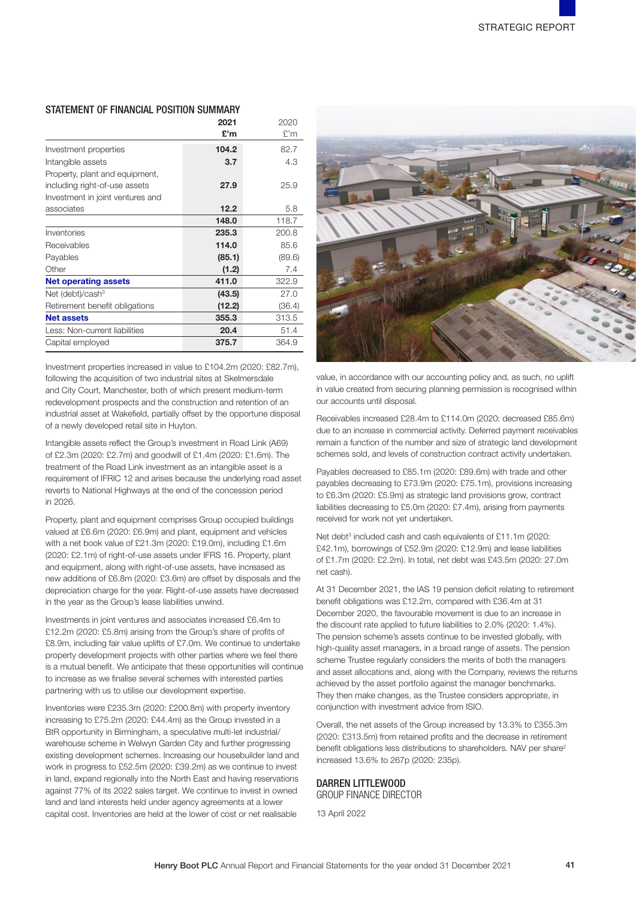## STATEMENT OF FINANCIAL POSITION SUMMARY

| | 2021 £'m | 2020 £'m |
|---|---|---|
| Investment properties | **104.2** | 82.7 |
| Intangible assets | **3.7** | 4.3 |
| Property, plant and equipment, including right-of-use assets | **27.9** | 25.9 |
| Investment in joint ventures and associates | **12.2** | 5.8 |
| | **148.0** | 118.7 |
| Inventories | **235.3** | 200.8 |
| Receivables | **114.0** | 85.6 |
| Payables | **(85.1)** | (89.6) |
| Other | **(1.2)** | 7.4 |
| **Net operating assets** | **411.0** | 322.9 |
| Net (debt)/cash[3] | **(43.5)** | 27.0 |
| Retirement benefit obligations | **(12.2)** | (36.4) |
| **Net assets** | **355.3** | 313.5 |
| Less: Non-current liabilities | **20.4** | 51.4 |
| Capital employed | **375.7** | 364.9 |

Investment properties increased in value to £104.2m (2020: £82.7m), following the acquisition of two industrial sites at Skelmersdale and City Court, Manchester, both of which present medium-term redevelopment prospects and the construction and retention of an industrial asset at Wakefield, partially offset by the opportune disposal of a newly developed retail site in Huyton.

Intangible assets reflect the Group's investment in Road Link (A69) of £2.3m (2020: £2.7m) and goodwill of £1.4m (2020: £1.6m). The treatment of the Road Link investment as an intangible asset is a requirement of IFRIC 12 and arises because the underlying road asset reverts to National Highways at the end of the concession period in 2026.

Property, plant and equipment comprises Group occupied buildings valued at £6.6m (2020: £6.9m) and plant, equipment and vehicles with a net book value of £21.3m (2020: £19.0m), including £1.6m (2020: £2.1m) of right-of-use assets under IFRS 16. Property, plant and equipment, along with right-of-use assets, have increased as new additions of £6.8m (2020: £3.6m) are offset by disposals and the depreciation charge for the year. Right-of-use assets have decreased in the year as the Group's lease liabilities unwind.

Investments in joint ventures and associates increased £6.4m to £12.2m (2020: £5.8m) arising from the Group's share of profits of £8.9m, including fair value uplifts of £7.0m. We continue to undertake property development projects with other parties where we feel there is a mutual benefit. We anticipate that these opportunities will continue to increase as we finalise several schemes with interested parties partnering with us to utilise our development expertise.

Inventories were £235.3m (2020: £200.8m) with property inventory increasing to £75.2m (2020: £44.4m) as the Group invested in a BtR opportunity in Birmingham, a speculative multi-let industrial/ warehouse scheme in Welwyn Garden City and further progressing existing development schemes. Increasing our housebuilder land and work in progress to £52.5m (2020: £39.2m) as we continue to invest in land, expand regionally into the North East and having reservations against 77% of its 2022 sales target. We continue to invest in owned land and land interests held under agency agreements at a lower capital cost. Inventories are held at the lower of cost or net realisable value, in accordance with our accounting policy and, as such, no uplift in value created from securing planning permission is recognised within our accounts until disposal.

Receivables increased £28.4m to £114.0m (2020: decreased £85.6m) due to an increase in commercial activity. Deferred payment receivables remain a function of the number and size of strategic land development schemes sold, and levels of construction contract activity undertaken.

Payables decreased to £85.1m (2020: £89.6m) with trade and other payables decreasing to £73.9m (2020: £75.1m), provisions increasing to £6.3m (2020: £5.9m) as strategic land provisions grow, contract liabilities decreasing to £5.0m (2020: £7.4m), arising from payments received for work not yet undertaken.

Net debt[3] included cash and cash equivalents of £11.1m (2020: £42.1m), borrowings of £52.9m (2020: £12.9m) and lease liabilities of £1.7m (2020: £2.2m). In total, net debt was £43.5m (2020: 27.0m net cash).

At 31 December 2021, the IAS 19 pension deficit relating to retirement benefit obligations was £12.2m, compared with £36.4m at 31 December 2020, the favourable movement is due to an increase in the discount rate applied to future liabilities to 2.0% (2020: 1.4%). The pension scheme's assets continue to be invested globally, with high-quality asset managers, in a broad range of assets. The pension scheme Trustee regularly considers the merits of both the managers and asset allocations and, along with the Company, reviews the returns achieved by the asset portfolio against the manager benchmarks. They then make changes, as the Trustee considers appropriate, in conjunction with investment advice from ISIO.

Overall, the net assets of the Group increased by 13.3% to £355.3m (2020: £313.5m) from retained profits and the decrease in retirement benefit obligations less distributions to shareholders. NAV per share[2] increased 13.6% to 267p (2020: 235p).

**DARREN LITTLEWOOD**
GROUP FINANCE DIRECTOR

13 April 2022